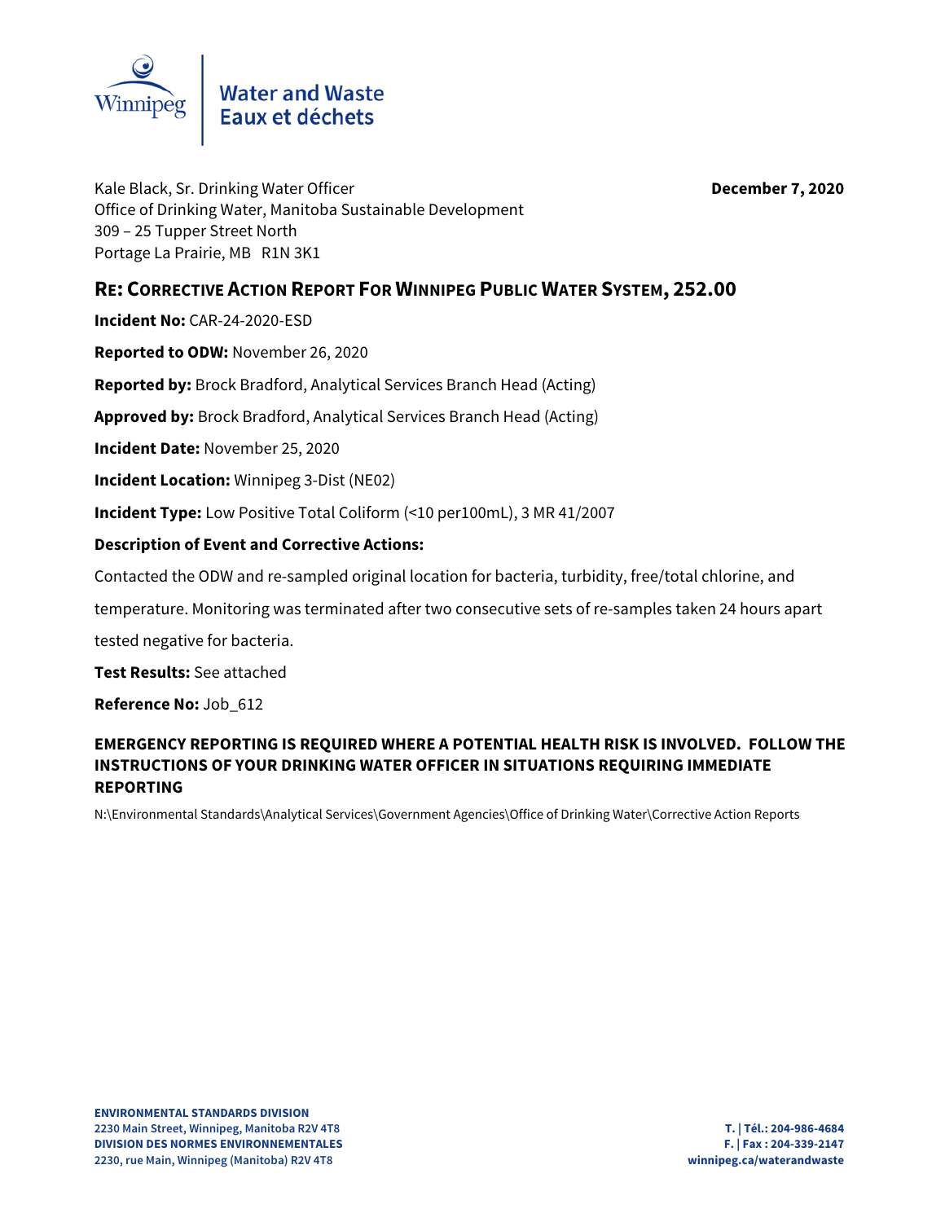Water and Waste
Eaux et déchets

Kale Black, Sr. Drinking Water Officer
Office of Drinking Water, Manitoba Sustainable Development
309 – 25 Tupper Street North
Portage La Prairie, MB R1N 3K1

**December 7, 2020**

## RE: CORRECTIVE ACTION REPORT FOR WINNIPEG PUBLIC WATER SYSTEM, 252.00

**Incident No:** CAR-24-2020-ESD

**Reported to ODW:** November 26, 2020

**Reported by:** Brock Bradford, Analytical Services Branch Head (Acting)

**Approved by:** Brock Bradford, Analytical Services Branch Head (Acting)

**Incident Date:** November 25, 2020

**Incident Location:** Winnipeg 3-Dist (NE02)

**Incident Type:** Low Positive Total Coliform (<10 per100mL), 3 MR 41/2007

**Description of Event and Corrective Actions:**

Contacted the ODW and re-sampled original location for bacteria, turbidity, free/total chlorine, and temperature. Monitoring was terminated after two consecutive sets of re-samples taken 24 hours apart tested negative for bacteria.

**Test Results:** See attached

**Reference No:** Job_612

**EMERGENCY REPORTING IS REQUIRED WHERE A POTENTIAL HEALTH RISK IS INVOLVED. FOLLOW THE INSTRUCTIONS OF YOUR DRINKING WATER OFFICER IN SITUATIONS REQUIRING IMMEDIATE REPORTING**

N:\Environmental Standards\Analytical Services\Government Agencies\Office of Drinking Water\Corrective Action Reports

**ENVIRONMENTAL STANDARDS DIVISION**
**2230 Main Street, Winnipeg, Manitoba R2V 4T8**
**DIVISION DES NORMES ENVIRONNEMENTALES**
**2230, rue Main, Winnipeg (Manitoba) R2V 4T8**

**T. | Tél.: 204-986-4684**
**F. | Fax : 204-339-2147**
**winnipeg.ca/waterandwaste**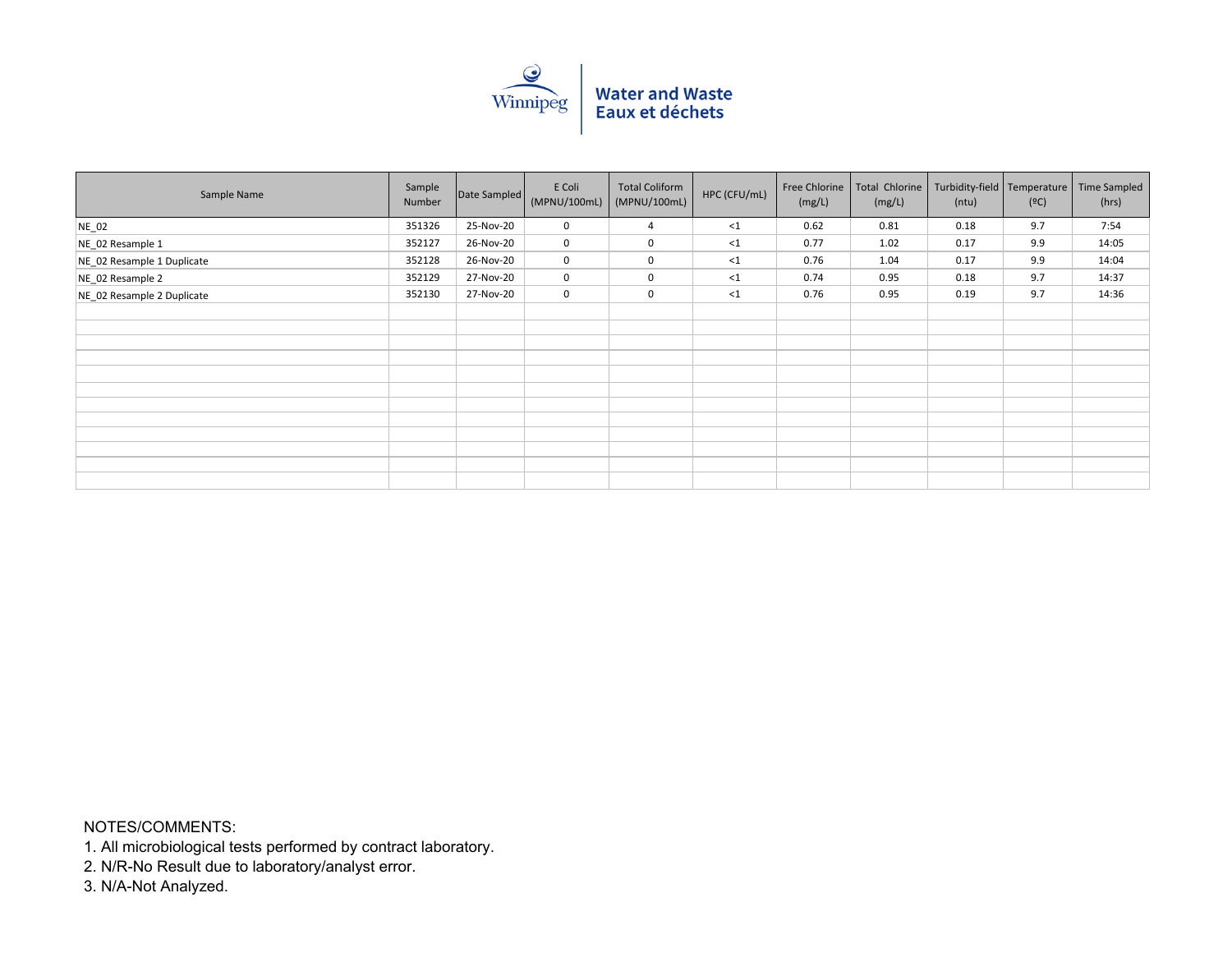Winnipeg | Water and Waste
Eaux et déchets

| Sample Name | Sample Number | Date Sampled | E Coli (MPNU/100mL) | Total Coliform (MPNU/100mL) | HPC (CFU/mL) | Free Chlorine (mg/L) | Total Chlorine (mg/L) | Turbidity-field (ntu) | Temperature (ºC) | Time Sampled (hrs) |
|---|---|---|---|---|---|---|---|---|---|---|
| NE_02 | 351326 | 25-Nov-20 | 0 | 4 | <1 | 0.62 | 0.81 | 0.18 | 9.7 | 7:54 |
| NE_02 Resample 1 | 352127 | 26-Nov-20 | 0 | 0 | <1 | 0.77 | 1.02 | 0.17 | 9.9 | 14:05 |
| NE_02 Resample 1 Duplicate | 352128 | 26-Nov-20 | 0 | 0 | <1 | 0.76 | 1.04 | 0.17 | 9.9 | 14:04 |
| NE_02 Resample 2 | 352129 | 27-Nov-20 | 0 | 0 | <1 | 0.74 | 0.95 | 0.18 | 9.7 | 14:37 |
| NE_02 Resample 2 Duplicate | 352130 | 27-Nov-20 | 0 | 0 | <1 | 0.76 | 0.95 | 0.19 | 9.7 | 14:36 |

NOTES/COMMENTS:

1. All microbiological tests performed by contract laboratory.
2. N/R-No Result due to laboratory/analyst error.
3. N/A-Not Analyzed.